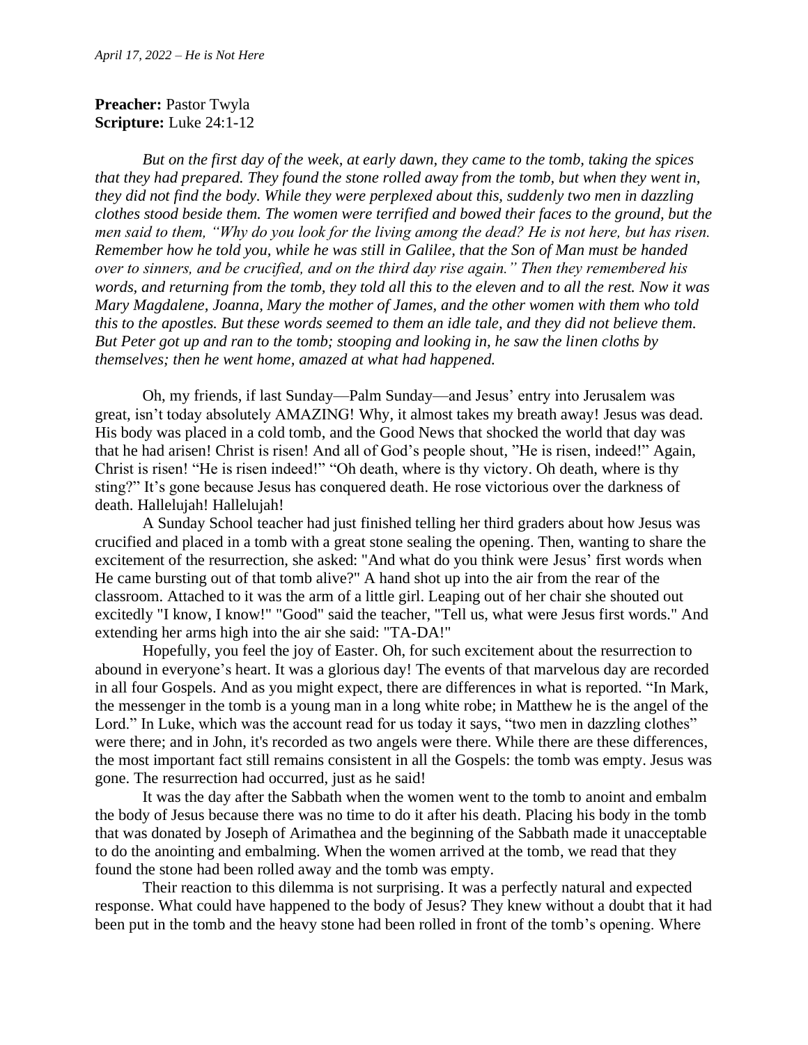*April 17, 2022 – He is Not Here*

**Preacher:** Pastor Twyla
**Scripture:** Luke 24:1-12

*But on the first day of the week, at early dawn, they came to the tomb, taking the spices that they had prepared. They found the stone rolled away from the tomb, but when they went in, they did not find the body. While they were perplexed about this, suddenly two men in dazzling clothes stood beside them. The women were terrified and bowed their faces to the ground, but the men said to them, "Why do you look for the living among the dead? He is not here, but has risen. Remember how he told you, while he was still in Galilee, that the Son of Man must be handed over to sinners, and be crucified, and on the third day rise again." Then they remembered his words, and returning from the tomb, they told all this to the eleven and to all the rest. Now it was Mary Magdalene, Joanna, Mary the mother of James, and the other women with them who told this to the apostles. But these words seemed to them an idle tale, and they did not believe them. But Peter got up and ran to the tomb; stooping and looking in, he saw the linen cloths by themselves; then he went home, amazed at what had happened.*

Oh, my friends, if last Sunday—Palm Sunday—and Jesus' entry into Jerusalem was great, isn't today absolutely AMAZING! Why, it almost takes my breath away! Jesus was dead. His body was placed in a cold tomb, and the Good News that shocked the world that day was that he had arisen! Christ is risen! And all of God's people shout, "He is risen, indeed!" Again, Christ is risen! "He is risen indeed!" "Oh death, where is thy victory. Oh death, where is thy sting?" It's gone because Jesus has conquered death. He rose victorious over the darkness of death. Hallelujah! Hallelujah!

A Sunday School teacher had just finished telling her third graders about how Jesus was crucified and placed in a tomb with a great stone sealing the opening. Then, wanting to share the excitement of the resurrection, she asked: "And what do you think were Jesus' first words when He came bursting out of that tomb alive?" A hand shot up into the air from the rear of the classroom. Attached to it was the arm of a little girl. Leaping out of her chair she shouted out excitedly "I know, I know!" "Good" said the teacher, "Tell us, what were Jesus first words." And extending her arms high into the air she said: "TA-DA!"

Hopefully, you feel the joy of Easter. Oh, for such excitement about the resurrection to abound in everyone's heart. It was a glorious day! The events of that marvelous day are recorded in all four Gospels. And as you might expect, there are differences in what is reported. "In Mark, the messenger in the tomb is a young man in a long white robe; in Matthew he is the angel of the Lord." In Luke, which was the account read for us today it says, "two men in dazzling clothes" were there; and in John, it's recorded as two angels were there. While there are these differences, the most important fact still remains consistent in all the Gospels: the tomb was empty. Jesus was gone. The resurrection had occurred, just as he said!

It was the day after the Sabbath when the women went to the tomb to anoint and embalm the body of Jesus because there was no time to do it after his death. Placing his body in the tomb that was donated by Joseph of Arimathea and the beginning of the Sabbath made it unacceptable to do the anointing and embalming. When the women arrived at the tomb, we read that they found the stone had been rolled away and the tomb was empty.

Their reaction to this dilemma is not surprising. It was a perfectly natural and expected response. What could have happened to the body of Jesus? They knew without a doubt that it had been put in the tomb and the heavy stone had been rolled in front of the tomb's opening. Where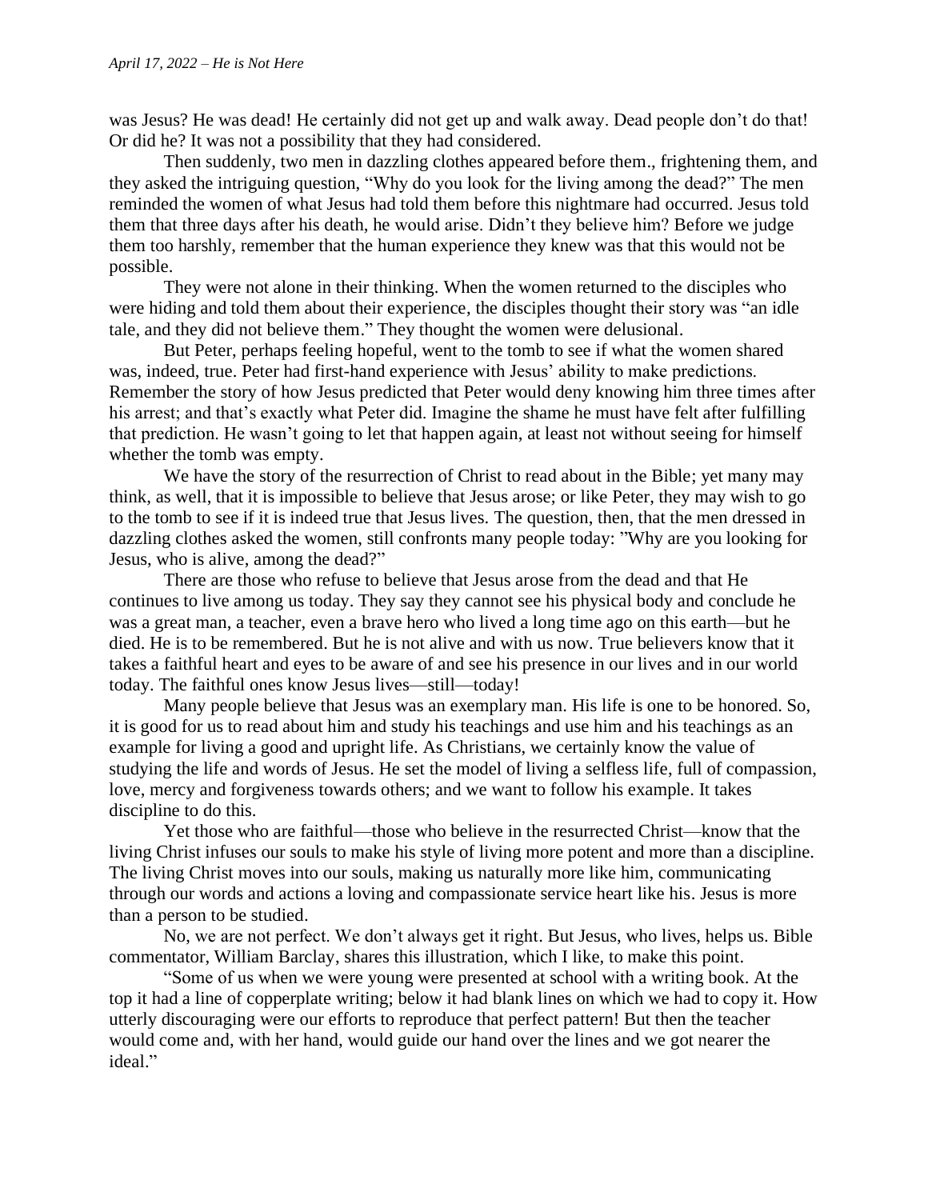was Jesus? He was dead! He certainly did not get up and walk away. Dead people don't do that! Or did he? It was not a possibility that they had considered.

Then suddenly, two men in dazzling clothes appeared before them., frightening them, and they asked the intriguing question, "Why do you look for the living among the dead?" The men reminded the women of what Jesus had told them before this nightmare had occurred. Jesus told them that three days after his death, he would arise. Didn't they believe him? Before we judge them too harshly, remember that the human experience they knew was that this would not be possible.

They were not alone in their thinking. When the women returned to the disciples who were hiding and told them about their experience, the disciples thought their story was "an idle tale, and they did not believe them." They thought the women were delusional.

But Peter, perhaps feeling hopeful, went to the tomb to see if what the women shared was, indeed, true. Peter had first-hand experience with Jesus' ability to make predictions. Remember the story of how Jesus predicted that Peter would deny knowing him three times after his arrest; and that's exactly what Peter did. Imagine the shame he must have felt after fulfilling that prediction. He wasn't going to let that happen again, at least not without seeing for himself whether the tomb was empty.

We have the story of the resurrection of Christ to read about in the Bible; yet many may think, as well, that it is impossible to believe that Jesus arose; or like Peter, they may wish to go to the tomb to see if it is indeed true that Jesus lives. The question, then, that the men dressed in dazzling clothes asked the women, still confronts many people today: "Why are you looking for Jesus, who is alive, among the dead?"

There are those who refuse to believe that Jesus arose from the dead and that He continues to live among us today. They say they cannot see his physical body and conclude he was a great man, a teacher, even a brave hero who lived a long time ago on this earth—but he died. He is to be remembered. But he is not alive and with us now. True believers know that it takes a faithful heart and eyes to be aware of and see his presence in our lives and in our world today. The faithful ones know Jesus lives—still—today!

Many people believe that Jesus was an exemplary man. His life is one to be honored. So, it is good for us to read about him and study his teachings and use him and his teachings as an example for living a good and upright life. As Christians, we certainly know the value of studying the life and words of Jesus. He set the model of living a selfless life, full of compassion, love, mercy and forgiveness towards others; and we want to follow his example. It takes discipline to do this.

Yet those who are faithful—those who believe in the resurrected Christ—know that the living Christ infuses our souls to make his style of living more potent and more than a discipline. The living Christ moves into our souls, making us naturally more like him, communicating through our words and actions a loving and compassionate service heart like his. Jesus is more than a person to be studied.

No, we are not perfect. We don't always get it right. But Jesus, who lives, helps us. Bible commentator, William Barclay, shares this illustration, which I like, to make this point.

"Some of us when we were young were presented at school with a writing book. At the top it had a line of copperplate writing; below it had blank lines on which we had to copy it. How utterly discouraging were our efforts to reproduce that perfect pattern! But then the teacher would come and, with her hand, would guide our hand over the lines and we got nearer the ideal."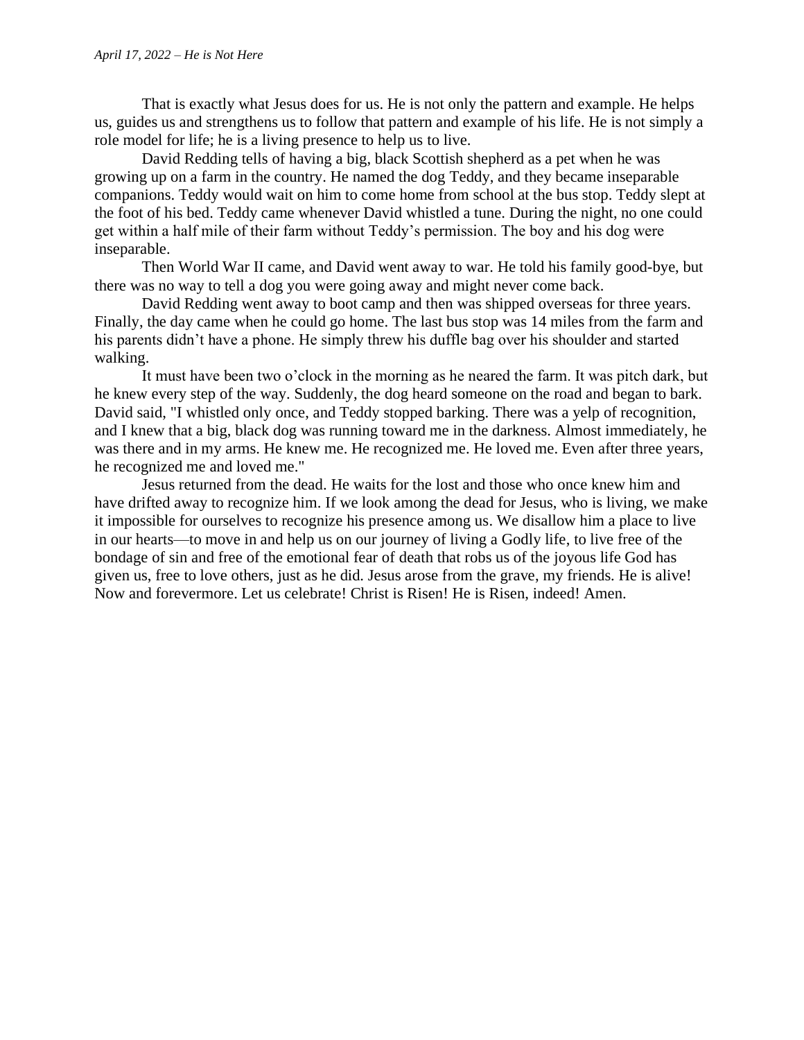That is exactly what Jesus does for us. He is not only the pattern and example. He helps us, guides us and strengthens us to follow that pattern and example of his life. He is not simply a role model for life; he is a living presence to help us to live.

David Redding tells of having a big, black Scottish shepherd as a pet when he was growing up on a farm in the country. He named the dog Teddy, and they became inseparable companions. Teddy would wait on him to come home from school at the bus stop. Teddy slept at the foot of his bed. Teddy came whenever David whistled a tune. During the night, no one could get within a half mile of their farm without Teddy's permission. The boy and his dog were inseparable.

Then World War II came, and David went away to war. He told his family good-bye, but there was no way to tell a dog you were going away and might never come back.

David Redding went away to boot camp and then was shipped overseas for three years. Finally, the day came when he could go home. The last bus stop was 14 miles from the farm and his parents didn't have a phone. He simply threw his duffle bag over his shoulder and started walking.

It must have been two o'clock in the morning as he neared the farm. It was pitch dark, but he knew every step of the way. Suddenly, the dog heard someone on the road and began to bark. David said, "I whistled only once, and Teddy stopped barking. There was a yelp of recognition, and I knew that a big, black dog was running toward me in the darkness. Almost immediately, he was there and in my arms. He knew me. He recognized me. He loved me. Even after three years, he recognized me and loved me."

Jesus returned from the dead. He waits for the lost and those who once knew him and have drifted away to recognize him. If we look among the dead for Jesus, who is living, we make it impossible for ourselves to recognize his presence among us. We disallow him a place to live in our hearts—to move in and help us on our journey of living a Godly life, to live free of the bondage of sin and free of the emotional fear of death that robs us of the joyous life God has given us, free to love others, just as he did. Jesus arose from the grave, my friends. He is alive! Now and forevermore. Let us celebrate! Christ is Risen! He is Risen, indeed! Amen.